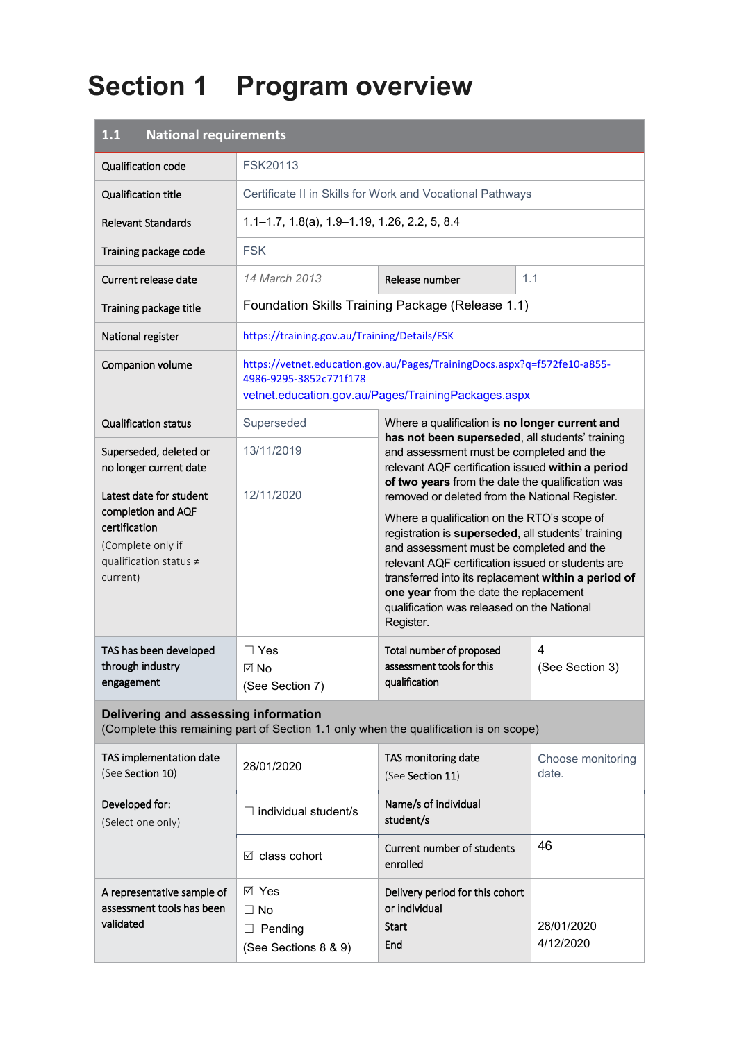# Section 1 Program overview

| 1.1 National requirements | | | |
|---|---|---|---|
| Qualification code | FSK20113 | | |
| Qualification title | Certificate II in Skills for Work and Vocational Pathways | | |
| Relevant Standards | 1.1–1.7, 1.8(a), 1.9–1.19, 1.26, 2.2, 5, 8.4 | | |
| Training package code | FSK | | |
| Current release date | *14 March 2013* | Release number | 1.1 |
| Training package title | Foundation Skills Training Package (Release 1.1) | | |
| National register | https://training.gov.au/Training/Details/FSK | | |
| Companion volume | https://vetnet.education.gov.au/Pages/TrainingDocs.aspx?q=f572fe10-a855-4986-9295-3852c771f178<br>vetnet.education.gov.au/Pages/TrainingPackages.aspx | | |
| Qualification status | Superseded | Where a qualification is **no longer current and has not been superseded**, all students' training and assessment must be completed and the relevant AQF certification issued **within a period of two years** from the date the qualification was removed or deleted from the National Register.<br><br>Where a qualification on the RTO's scope of registration is **superseded**, all students' training and assessment must be completed and the relevant AQF certification issued or students are transferred into its replacement **within a period of one year** from the date the replacement qualification was released on the National Register. | |
| Superseded, deleted or no longer current date | 13/11/2019 | | |
| Latest date for student completion and AQF certification<br>(Complete only if qualification status ≠ current) | 12/11/2020 | | |
| TAS has been developed through industry engagement | ☐ Yes<br>☑ No<br>(See Section 7) | Total number of proposed assessment tools for this qualification | 4<br>(See Section 3) |
| **Delivering and assessing information**<br>(Complete this remaining part of Section 1.1 only when the qualification is on scope) | | | |
| TAS implementation date<br>(See Section 10) | 28/01/2020 | TAS monitoring date<br>(See Section 11) | Choose monitoring date. |
| Developed for:<br>(Select one only) | ☐ individual student/s | Name/s of individual student/s | |
| | ☑ class cohort | Current number of students enrolled | 46 |
| A representative sample of assessment tools has been validated | ☑ Yes<br>☐ No<br>☐ Pending<br>(See Sections 8 & 9) | Delivery period for this cohort or individual<br>Start<br>End | <br>28/01/2020<br>4/12/2020 |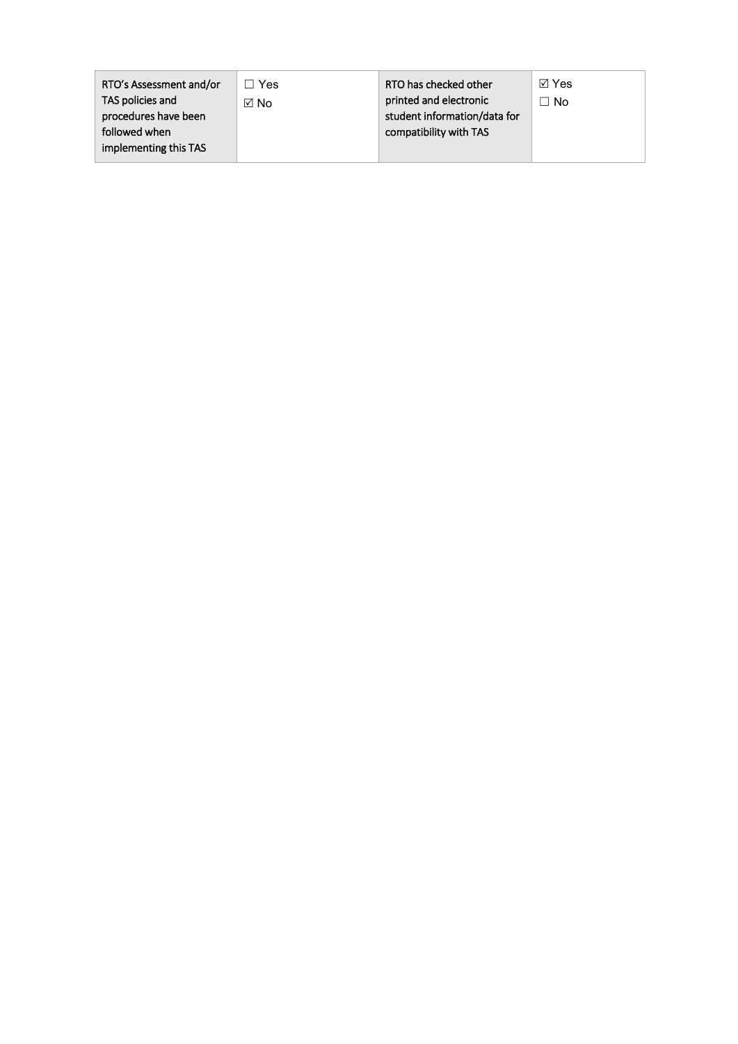| RTO's Assessment and/or TAS policies and procedures have been followed when implementing this TAS | ☐ Yes<br>☑ No | RTO has checked other printed and electronic student information/data for compatibility with TAS | ☑ Yes<br>☐ No |
|---|---|---|---|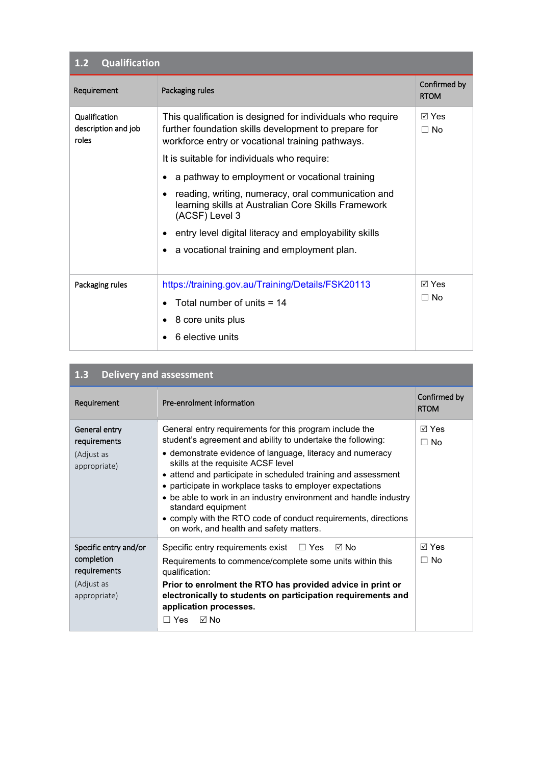## 1.2 Qualification

| Requirement | Packaging rules | Confirmed by RTOM |
|---|---|---|
| Qualification description and job roles | This qualification is designed for individuals who require further foundation skills development to prepare for workforce entry or vocational training pathways.<br><br>It is suitable for individuals who require:<br>• a pathway to employment or vocational training<br>• reading, writing, numeracy, oral communication and learning skills at Australian Core Skills Framework (ACSF) Level 3<br>• entry level digital literacy and employability skills<br>• a vocational training and employment plan. | ☑ Yes<br>☐ No |
| Packaging rules | https://training.gov.au/Training/Details/FSK20113<br>• Total number of units = 14<br>• 8 core units plus<br>• 6 elective units | ☑ Yes<br>☐ No |

## 1.3 Delivery and assessment

| Requirement | Pre-enrolment information | Confirmed by RTOM |
|---|---|---|
| General entry requirements<br>(Adjust as appropriate) | General entry requirements for this program include the student's agreement and ability to undertake the following:<br>• demonstrate evidence of language, literacy and numeracy skills at the requisite ACSF level<br>• attend and participate in scheduled training and assessment<br>• participate in workplace tasks to employer expectations<br>• be able to work in an industry environment and handle industry standard equipment<br>• comply with the RTO code of conduct requirements, directions on work, and health and safety matters. | ☑ Yes<br>☐ No |
| Specific entry and/or completion requirements<br>(Adjust as appropriate) | Specific entry requirements exist ☐ Yes ☑ No<br>Requirements to commence/complete some units within this qualification:<br>**Prior to enrolment the RTO has provided advice in print or electronically to students on participation requirements and application processes.**<br>☐ Yes ☑ No | ☑ Yes<br>☐ No |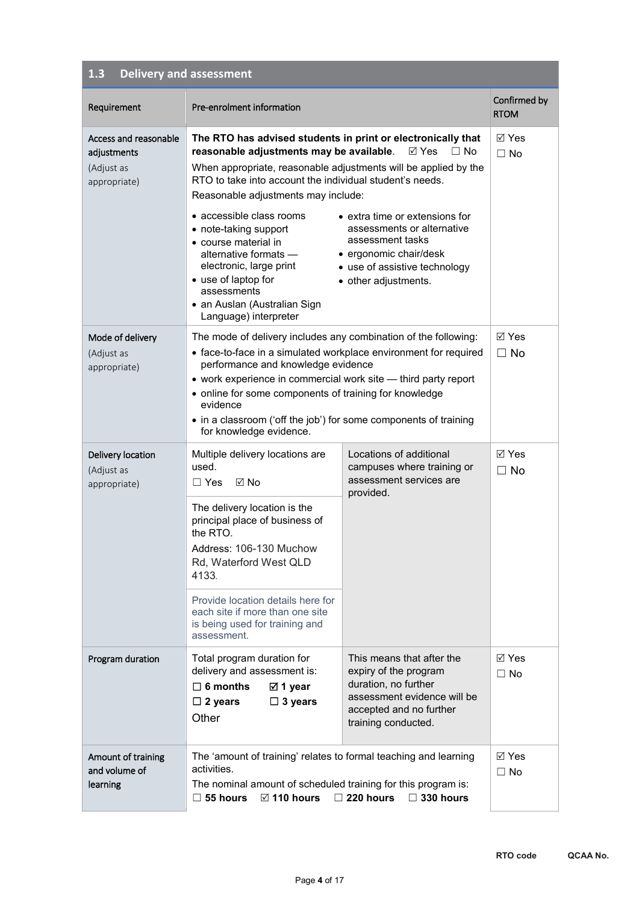## 1.3 Delivery and assessment

| Requirement | Pre-enrolment information | | Confirmed by RTOM |
|---|---|---|---|
| Access and reasonable adjustments (Adjust as appropriate) | **The RTO has advised students in print or electronically that reasonable adjustments may be available.** ☑ Yes ☐ No<br>When appropriate, reasonable adjustments will be applied by the RTO to take into account the individual student's needs.<br>Reasonable adjustments may include:<br>• accessible class rooms<br>• note-taking support<br>• course material in alternative formats — electronic, large print<br>• use of laptop for assessments<br>• an Auslan (Australian Sign Language) interpreter<br>• extra time or extensions for assessments or alternative assessment tasks<br>• ergonomic chair/desk<br>• use of assistive technology<br>• other adjustments. | | ☑ Yes<br>☐ No |
| Mode of delivery (Adjust as appropriate) | The mode of delivery includes any combination of the following:<br>• face-to-face in a simulated workplace environment for required performance and knowledge evidence<br>• work experience in commercial work site — third party report<br>• online for some components of training for knowledge evidence<br>• in a classroom ('off the job') for some components of training for knowledge evidence. | | ☑ Yes<br>☐ No |
| Delivery location (Adjust as appropriate) | Multiple delivery locations are used.<br>☐ Yes ☑ No<br><br>The delivery location is the principal place of business of the RTO.<br>Address: 106-130 Muchow Rd, Waterford West QLD 4133.<br><br>Provide location details here for each site if more than one site is being used for training and assessment. | Locations of additional campuses where training or assessment services are provided. | ☑ Yes<br>☐ No |
| Program duration | Total program duration for delivery and assessment is:<br>☐ **6 months** ☑ **1 year**<br>☐ **2 years** ☐ **3 years**<br>Other | This means that after the expiry of the program duration, no further assessment evidence will be accepted and no further training conducted. | ☑ Yes<br>☐ No |
| Amount of training and volume of learning | The 'amount of training' relates to formal teaching and learning activities.<br>The nominal amount of scheduled training for this program is:<br>☐ **55 hours** ☑ **110 hours** ☐ **220 hours** ☐ **330 hours** | | ☑ Yes<br>☐ No |

**RTO code** **QCAA No.**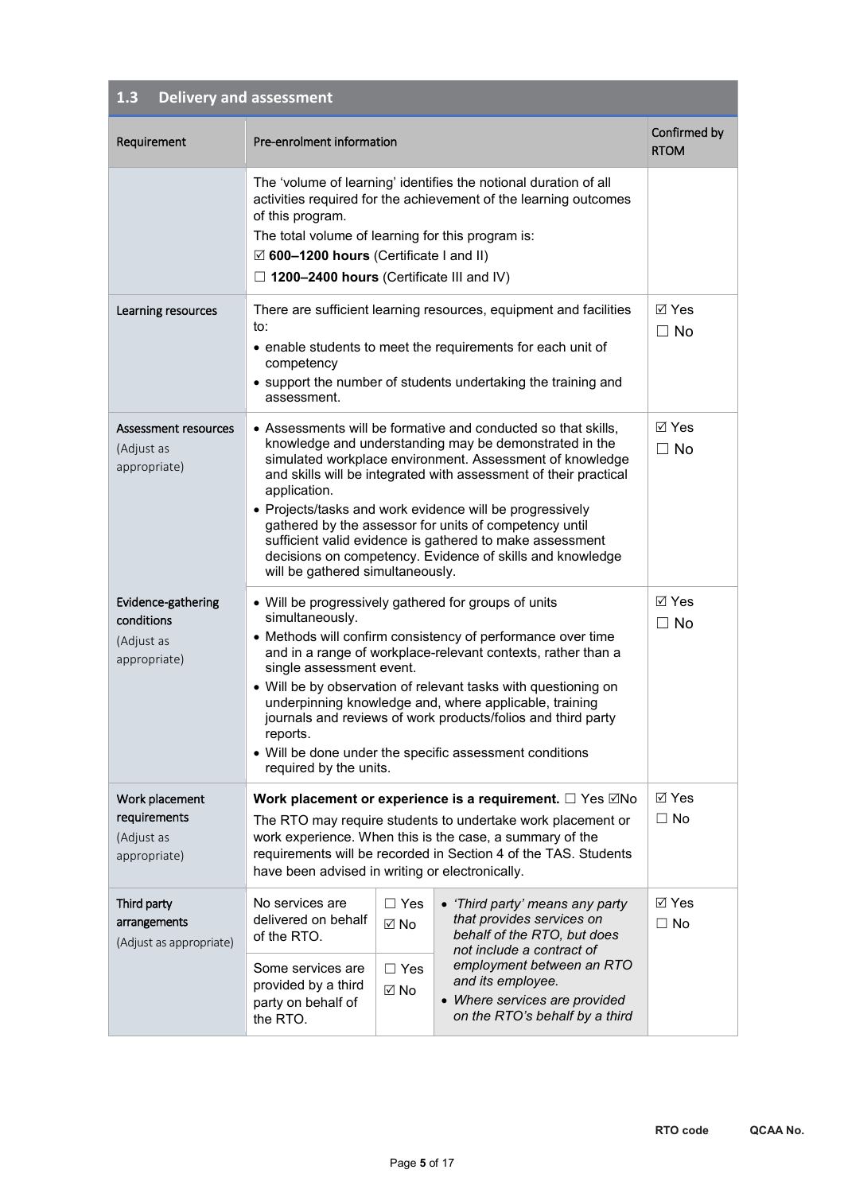## 1.3 Delivery and assessment

| Requirement | Pre-enrolment information | | | Confirmed by RTOM |
|---|---|---|---|---|
| | The 'volume of learning' identifies the notional duration of all activities required for the achievement of the learning outcomes of this program.<br>The total volume of learning for this program is:<br>☑ **600–1200 hours** (Certificate I and II)<br>☐ **1200–2400 hours** (Certificate III and IV) | | | |
| Learning resources | There are sufficient learning resources, equipment and facilities to:<br>• enable students to meet the requirements for each unit of competency<br>• support the number of students undertaking the training and assessment. | | | ☑ Yes<br>☐ No |
| Assessment resources<br>(Adjust as appropriate) | • Assessments will be formative and conducted so that skills, knowledge and understanding may be demonstrated in the simulated workplace environment. Assessment of knowledge and skills will be integrated with assessment of their practical application.<br>• Projects/tasks and work evidence will be progressively gathered by the assessor for units of competency until sufficient valid evidence is gathered to make assessment decisions on competency. Evidence of skills and knowledge will be gathered simultaneously. | | | ☑ Yes<br>☐ No |
| Evidence-gathering conditions<br>(Adjust as appropriate) | • Will be progressively gathered for groups of units simultaneously.<br>• Methods will confirm consistency of performance over time and in a range of workplace-relevant contexts, rather than a single assessment event.<br>• Will be by observation of relevant tasks with questioning on underpinning knowledge and, where applicable, training journals and reviews of work products/folios and third party reports.<br>• Will be done under the specific assessment conditions required by the units. | | | ☑ Yes<br>☐ No |
| Work placement requirements<br>(Adjust as appropriate) | **Work placement or experience is a requirement.** ☐ Yes ☑No<br>The RTO may require students to undertake work placement or work experience. When this is the case, a summary of the requirements will be recorded in Section 4 of the TAS. Students have been advised in writing or electronically. | | | ☑ Yes<br>☐ No |
| Third party arrangements<br>(Adjust as appropriate) | No services are delivered on behalf of the RTO. | ☐ Yes<br>☑ No | • *'Third party' means any party that provides services on behalf of the RTO, but does not include a contract of employment between an RTO and its employee.*<br>• *Where services are provided on the RTO's behalf by a third* | ☑ Yes<br>☐ No |
| | Some services are provided by a third party on behalf of the RTO. | ☐ Yes<br>☑ No | | |

**RTO code** **QCAA No.**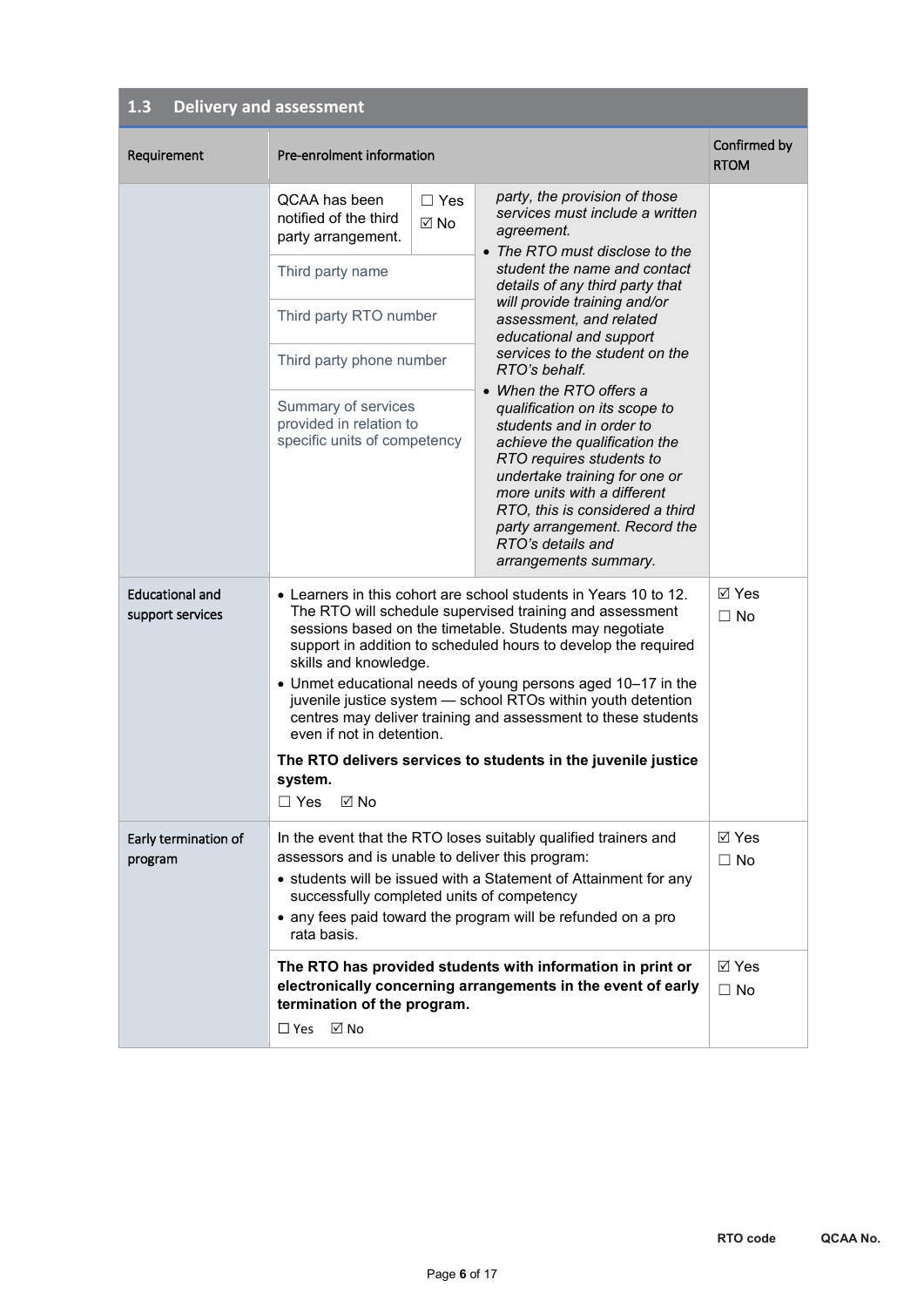## 1.3 Delivery and assessment

| Requirement | Pre-enrolment information | | | Confirmed by RTOM |
|---|---|---|---|---|
| | QCAA has been notified of the third party arrangement. | ☐ Yes ☑ No | *party, the provision of those services must include a written agreement.* <br> • *The RTO must disclose to the student the name and contact details of any third party that will provide training and/or assessment, and related educational and support services to the student on the RTO's behalf.* <br> • *When the RTO offers a qualification on its scope to students and in order to achieve the qualification the RTO requires students to undertake training for one or more units with a different RTO, this is considered a third party arrangement. Record the RTO's details and arrangements summary.* | |
| | Third party name | | | |
| | Third party RTO number | | | |
| | Third party phone number | | | |
| | Summary of services provided in relation to specific units of competency | | | |
| Educational and support services | • Learners in this cohort are school students in Years 10 to 12. The RTO will schedule supervised training and assessment sessions based on the timetable. Students may negotiate support in addition to scheduled hours to develop the required skills and knowledge. <br> • Unmet educational needs of young persons aged 10–17 in the juvenile justice system — school RTOs within youth detention centres may deliver training and assessment to these students even if not in detention. <br> **The RTO delivers services to students in the juvenile justice system.** <br> ☐ Yes ☑ No | | | ☑ Yes ☐ No |
| Early termination of program | In the event that the RTO loses suitably qualified trainers and assessors and is unable to deliver this program: <br> • students will be issued with a Statement of Attainment for any successfully completed units of competency <br> • any fees paid toward the program will be refunded on a pro rata basis. | | | ☑ Yes ☐ No |
| | **The RTO has provided students with information in print or electronically concerning arrangements in the event of early termination of the program.** <br> ☐ Yes ☑ No | | | ☑ Yes ☐ No |

RTO code QCAA No.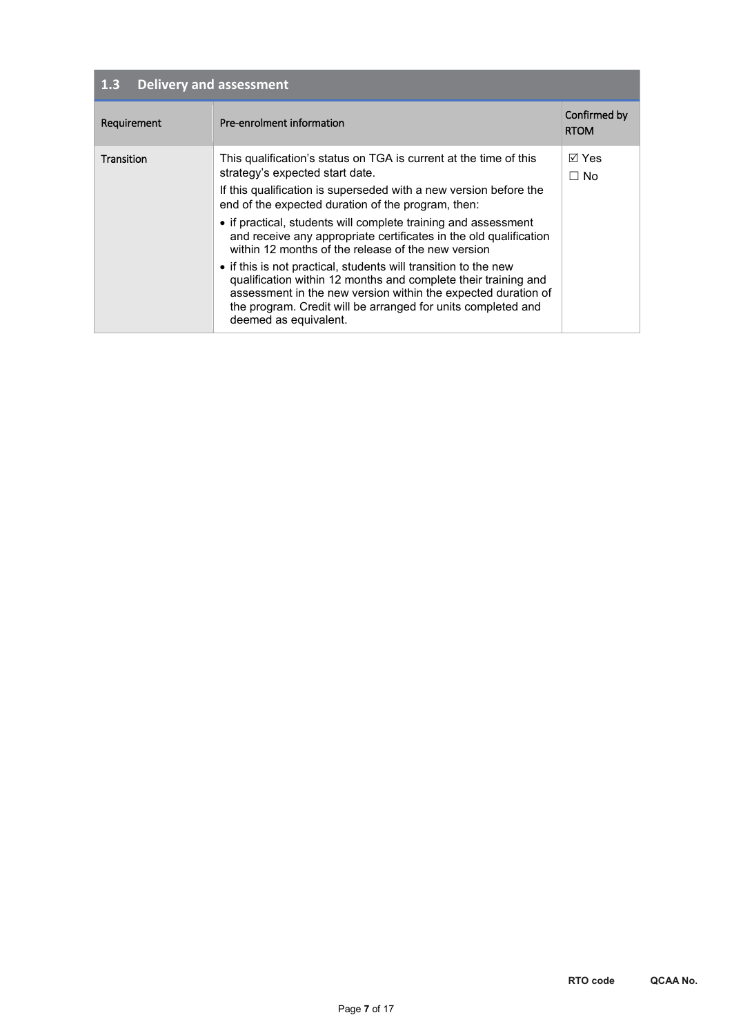## 1.3 Delivery and assessment

| Requirement | Pre-enrolment information | Confirmed by RTOM |
|---|---|---|
| Transition | This qualification's status on TGA is current at the time of this strategy's expected start date.<br>If this qualification is superseded with a new version before the end of the expected duration of the program, then:<br>• if practical, students will complete training and assessment and receive any appropriate certificates in the old qualification within 12 months of the release of the new version<br>• if this is not practical, students will transition to the new qualification within 12 months and complete their training and assessment in the new version within the expected duration of the program. Credit will be arranged for units completed and deemed as equivalent. | ☑ Yes<br>☐ No |

**RTO code** **QCAA No.**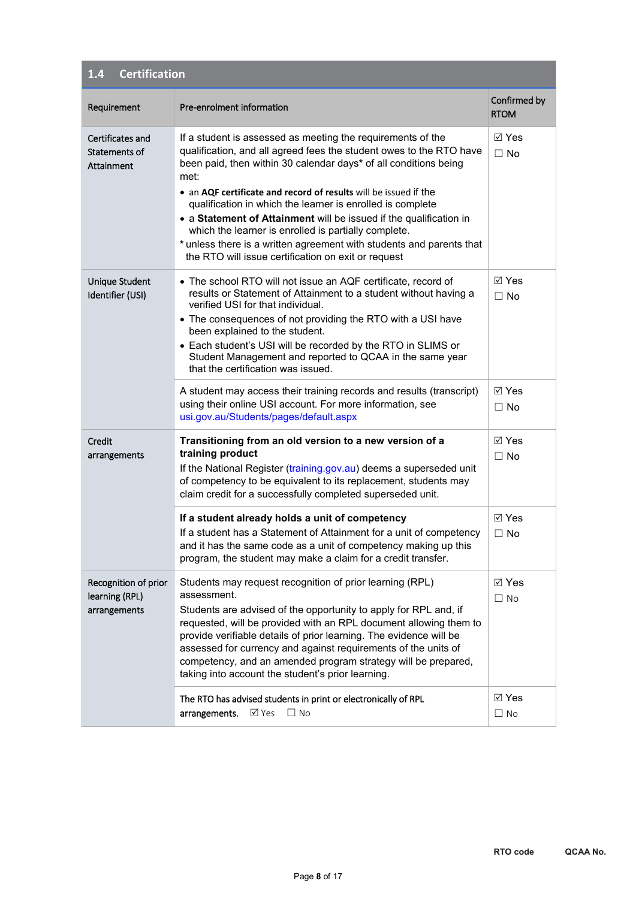## 1.4 Certification

| Requirement | Pre-enrolment information | Confirmed by RTOM |
|---|---|---|
| Certificates and Statements of Attainment | If a student is assessed as meeting the requirements of the qualification, and all agreed fees the student owes to the RTO have been paid, then within 30 calendar days* of all conditions being met:<br>• an **AQF certificate and record of results** will be issued if the qualification in which the learner is enrolled is complete<br>• a **Statement of Attainment** will be issued if the qualification in which the learner is enrolled is partially complete.<br>* unless there is a written agreement with students and parents that the RTO will issue certification on exit or request | ☑ Yes<br>☐ No |
| Unique Student Identifier (USI) | • The school RTO will not issue an AQF certificate, record of results or Statement of Attainment to a student without having a verified USI for that individual.<br>• The consequences of not providing the RTO with a USI have been explained to the student.<br>• Each student's USI will be recorded by the RTO in SLIMS or Student Management and reported to QCAA in the same year that the certification was issued. | ☑ Yes<br>☐ No |
| | A student may access their training records and results (transcript) using their online USI account. For more information, see usi.gov.au/Students/pages/default.aspx | ☑ Yes<br>☐ No |
| Credit arrangements | **Transitioning from an old version to a new version of a training product**<br>If the National Register (training.gov.au) deems a superseded unit of competency to be equivalent to its replacement, students may claim credit for a successfully completed superseded unit. | ☑ Yes<br>☐ No |
| | **If a student already holds a unit of competency**<br>If a student has a Statement of Attainment for a unit of competency and it has the same code as a unit of competency making up this program, the student may make a claim for a credit transfer. | ☑ Yes<br>☐ No |
| Recognition of prior learning (RPL) arrangements | Students may request recognition of prior learning (RPL) assessment.<br>Students are advised of the opportunity to apply for RPL and, if requested, will be provided with an RPL document allowing them to provide verifiable details of prior learning. The evidence will be assessed for currency and against requirements of the units of competency, and an amended program strategy will be prepared, taking into account the student's prior learning. | ☑ Yes<br>☐ No |
| | The RTO has advised students in print or electronically of RPL arrangements. ☑ Yes ☐ No | ☑ Yes<br>☐ No |

RTO code QCAA No.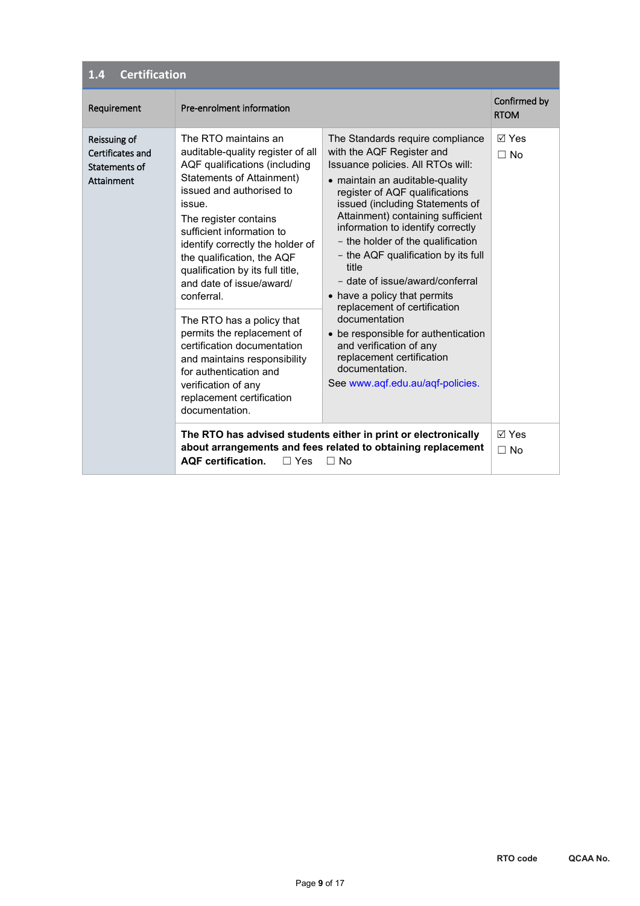## 1.4 Certification

| Requirement | Pre-enrolment information | | Confirmed by RTOM |
|---|---|---|---|
| Reissuing of Certificates and Statements of Attainment | The RTO maintains an auditable-quality register of all AQF qualifications (including Statements of Attainment) issued and authorised to issue.<br>The register contains sufficient information to identify correctly the holder of the qualification, the AQF qualification by its full title, and date of issue/award/ conferral. | The Standards require compliance with the AQF Register and Issuance policies. All RTOs will:<br>• maintain an auditable-quality register of AQF qualifications issued (including Statements of Attainment) containing sufficient information to identify correctly<br>– the holder of the qualification<br>– the AQF qualification by its full title<br>– date of issue/award/conferral<br>• have a policy that permits replacement of certification documentation<br>• be responsible for authentication and verification of any replacement certification documentation.<br>See www.aqf.edu.au/aqf-policies. | ☑ Yes<br>☐ No |
| | The RTO has a policy that permits the replacement of certification documentation and maintains responsibility for authentication and verification of any replacement certification documentation. | | |
| | **The RTO has advised students either in print or electronically about arrangements and fees related to obtaining replacement AQF certification.** ☐ Yes ☐ No | | ☑ Yes<br>☐ No |

RTO code QCAA No.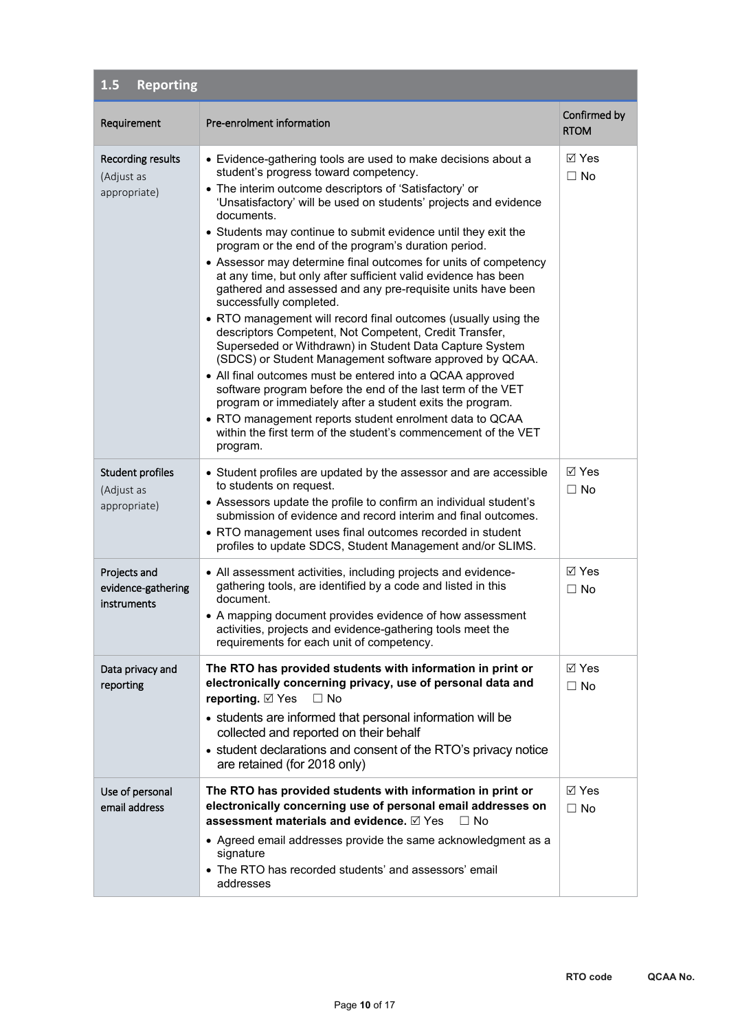## 1.5 Reporting

| Requirement | Pre-enrolment information | Confirmed by RTOM |
|---|---|---|
| Recording results (Adjust as appropriate) | • Evidence-gathering tools are used to make decisions about a student's progress toward competency.<br>• The interim outcome descriptors of 'Satisfactory' or 'Unsatisfactory' will be used on students' projects and evidence documents.<br>• Students may continue to submit evidence until they exit the program or the end of the program's duration period.<br>• Assessor may determine final outcomes for units of competency at any time, but only after sufficient valid evidence has been gathered and assessed and any pre-requisite units have been successfully completed.<br>• RTO management will record final outcomes (usually using the descriptors Competent, Not Competent, Credit Transfer, Superseded or Withdrawn) in Student Data Capture System (SDCS) or Student Management software approved by QCAA.<br>• All final outcomes must be entered into a QCAA approved software program before the end of the last term of the VET program or immediately after a student exits the program.<br>• RTO management reports student enrolment data to QCAA within the first term of the student's commencement of the VET program. | ☑ Yes<br>☐ No |
| Student profiles (Adjust as appropriate) | • Student profiles are updated by the assessor and are accessible to students on request.<br>• Assessors update the profile to confirm an individual student's submission of evidence and record interim and final outcomes.<br>• RTO management uses final outcomes recorded in student profiles to update SDCS, Student Management and/or SLIMS. | ☑ Yes<br>☐ No |
| Projects and evidence-gathering instruments | • All assessment activities, including projects and evidence-gathering tools, are identified by a code and listed in this document.<br>• A mapping document provides evidence of how assessment activities, projects and evidence-gathering tools meet the requirements for each unit of competency. | ☑ Yes<br>☐ No |
| Data privacy and reporting | **The RTO has provided students with information in print or electronically concerning privacy, use of personal data and reporting.** ☑ Yes ☐ No<br>• students are informed that personal information will be collected and reported on their behalf<br>• student declarations and consent of the RTO's privacy notice are retained (for 2018 only) | ☑ Yes<br>☐ No |
| Use of personal email address | **The RTO has provided students with information in print or electronically concerning use of personal email addresses on assessment materials and evidence.** ☑ Yes ☐ No<br>• Agreed email addresses provide the same acknowledgment as a signature<br>• The RTO has recorded students' and assessors' email addresses | ☑ Yes<br>☐ No |

RTO code QCAA No.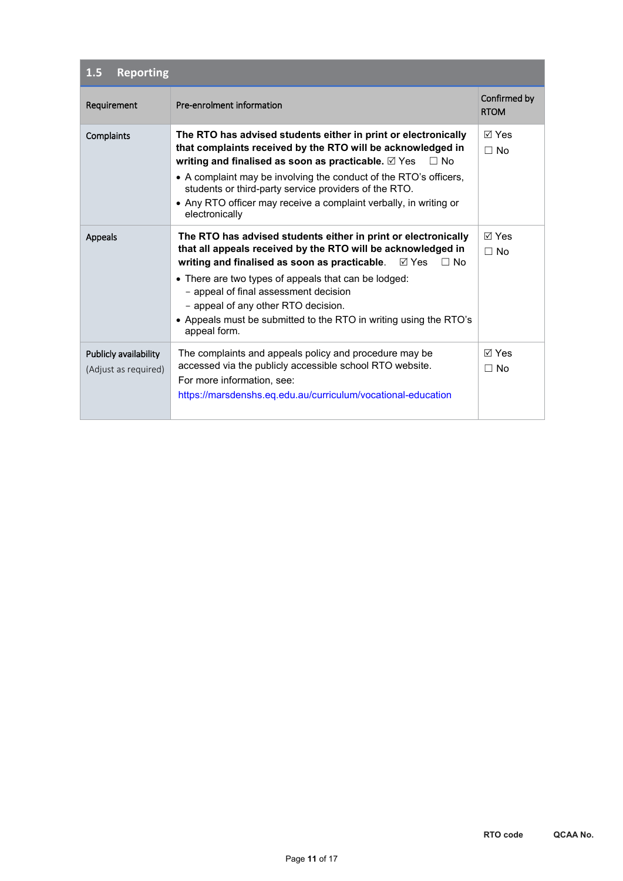## 1.5 Reporting

| Requirement | Pre-enrolment information | Confirmed by RTOM |
|---|---|---|
| Complaints | **The RTO has advised students either in print or electronically that complaints received by the RTO will be acknowledged in writing and finalised as soon as practicable.** ☑ Yes ☐ No<br>• A complaint may be involving the conduct of the RTO's officers, students or third-party service providers of the RTO.<br>• Any RTO officer may receive a complaint verbally, in writing or electronically | ☑ Yes<br>☐ No |
| Appeals | **The RTO has advised students either in print or electronically that all appeals received by the RTO will be acknowledged in writing and finalised as soon as practicable**. ☑ Yes ☐ No<br>• There are two types of appeals that can be lodged:<br>– appeal of final assessment decision<br>– appeal of any other RTO decision.<br>• Appeals must be submitted to the RTO in writing using the RTO's appeal form. | ☑ Yes<br>☐ No |
| Publicly availability<br>(Adjust as required) | The complaints and appeals policy and procedure may be accessed via the publicly accessible school RTO website.<br>For more information, see:<br>https://marsdenshs.eq.edu.au/curriculum/vocational-education | ☑ Yes<br>☐ No |

**RTO code** **QCAA No.**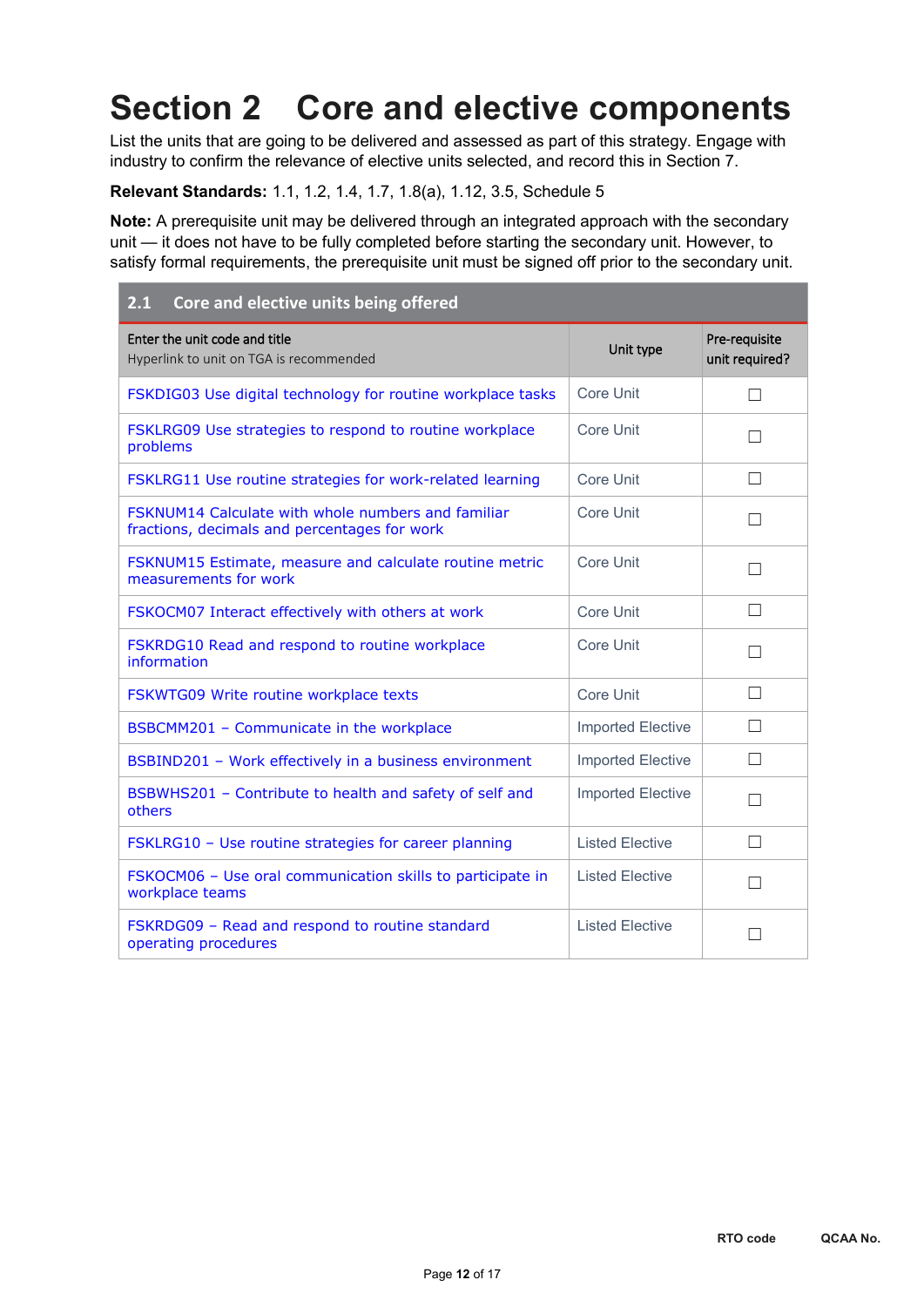# Section 2 Core and elective components

List the units that are going to be delivered and assessed as part of this strategy. Engage with industry to confirm the relevance of elective units selected, and record this in Section 7.

**Relevant Standards:** 1.1, 1.2, 1.4, 1.7, 1.8(a), 1.12, 3.5, Schedule 5

**Note:** A prerequisite unit may be delivered through an integrated approach with the secondary unit — it does not have to be fully completed before starting the secondary unit. However, to satisfy formal requirements, the prerequisite unit must be signed off prior to the secondary unit.

## 2.1 Core and elective units being offered

| Enter the unit code and title<br>Hyperlink to unit on TGA is recommended | Unit type | Pre-requisite unit required? |
|---|---|---|
| FSKDIG03 Use digital technology for routine workplace tasks | Core Unit | ☐ |
| FSKLRG09 Use strategies to respond to routine workplace problems | Core Unit | ☐ |
| FSKLRG11 Use routine strategies for work-related learning | Core Unit | ☐ |
| FSKNUM14 Calculate with whole numbers and familiar fractions, decimals and percentages for work | Core Unit | ☐ |
| FSKNUM15 Estimate, measure and calculate routine metric measurements for work | Core Unit | ☐ |
| FSKOCM07 Interact effectively with others at work | Core Unit | ☐ |
| FSKRDG10 Read and respond to routine workplace information | Core Unit | ☐ |
| FSKWTG09 Write routine workplace texts | Core Unit | ☐ |
| BSBCMM201 – Communicate in the workplace | Imported Elective | ☐ |
| BSBIND201 – Work effectively in a business environment | Imported Elective | ☐ |
| BSBWHS201 – Contribute to health and safety of self and others | Imported Elective | ☐ |
| FSKLRG10 – Use routine strategies for career planning | Listed Elective | ☐ |
| FSKOCM06 – Use oral communication skills to participate in workplace teams | Listed Elective | ☐ |
| FSKRDG09 – Read and respond to routine standard operating procedures | Listed Elective | ☐ |

RTO code QCAA No.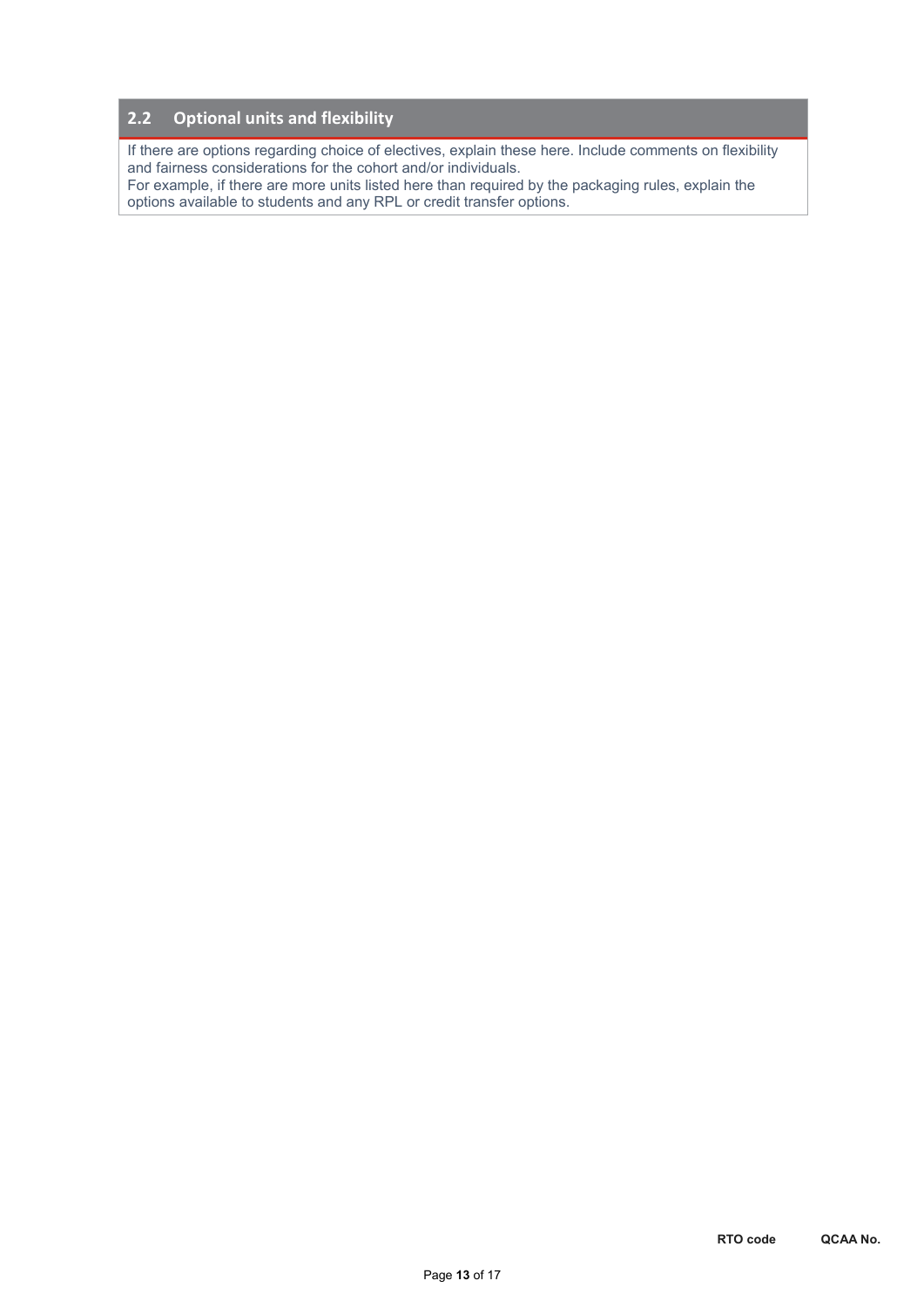## 2.2 Optional units and flexibility

If there are options regarding choice of electives, explain these here. Include comments on flexibility and fairness considerations for the cohort and/or individuals.
For example, if there are more units listed here than required by the packaging rules, explain the options available to students and any RPL or credit transfer options.

**RTO code** **QCAA No.**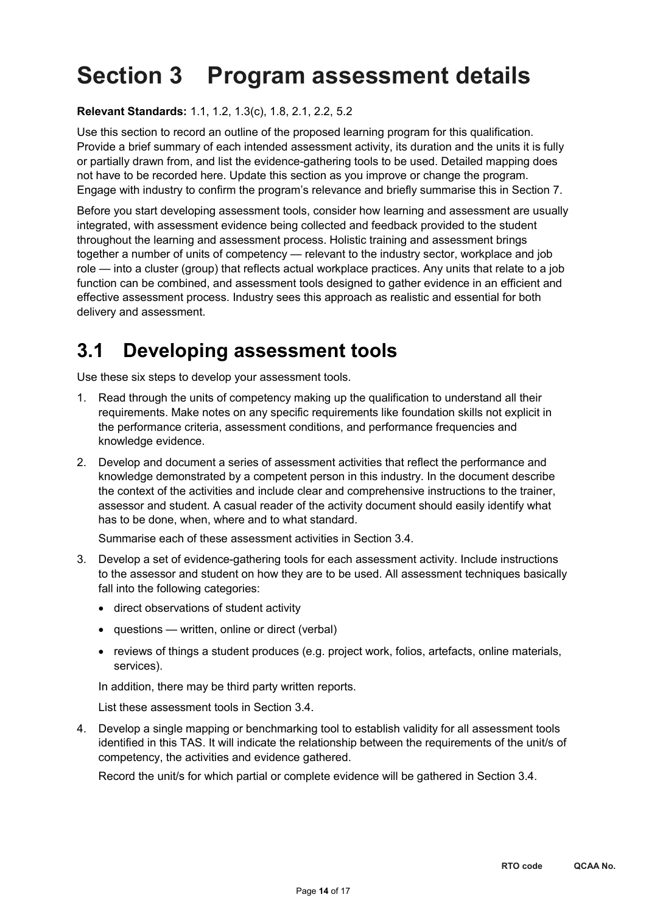# Section 3 Program assessment details

**Relevant Standards:** 1.1, 1.2, 1.3(c), 1.8, 2.1, 2.2, 5.2

Use this section to record an outline of the proposed learning program for this qualification. Provide a brief summary of each intended assessment activity, its duration and the units it is fully or partially drawn from, and list the evidence-gathering tools to be used. Detailed mapping does not have to be recorded here. Update this section as you improve or change the program. Engage with industry to confirm the program's relevance and briefly summarise this in Section 7.

Before you start developing assessment tools, consider how learning and assessment are usually integrated, with assessment evidence being collected and feedback provided to the student throughout the learning and assessment process. Holistic training and assessment brings together a number of units of competency — relevant to the industry sector, workplace and job role — into a cluster (group) that reflects actual workplace practices. Any units that relate to a job function can be combined, and assessment tools designed to gather evidence in an efficient and effective assessment process. Industry sees this approach as realistic and essential for both delivery and assessment.

## 3.1 Developing assessment tools

Use these six steps to develop your assessment tools.

1. Read through the units of competency making up the qualification to understand all their requirements. Make notes on any specific requirements like foundation skills not explicit in the performance criteria, assessment conditions, and performance frequencies and knowledge evidence.
2. Develop and document a series of assessment activities that reflect the performance and knowledge demonstrated by a competent person in this industry. In the document describe the context of the activities and include clear and comprehensive instructions to the trainer, assessor and student. A casual reader of the activity document should easily identify what has to be done, when, where and to what standard.

   Summarise each of these assessment activities in Section 3.4.
3. Develop a set of evidence-gathering tools for each assessment activity. Include instructions to the assessor and student on how they are to be used. All assessment techniques basically fall into the following categories:
   - direct observations of student activity
   - questions — written, online or direct (verbal)
   - reviews of things a student produces (e.g. project work, folios, artefacts, online materials, services).

   In addition, there may be third party written reports.

   List these assessment tools in Section 3.4.
4. Develop a single mapping or benchmarking tool to establish validity for all assessment tools identified in this TAS. It will indicate the relationship between the requirements of the unit/s of competency, the activities and evidence gathered.

   Record the unit/s for which partial or complete evidence will be gathered in Section 3.4.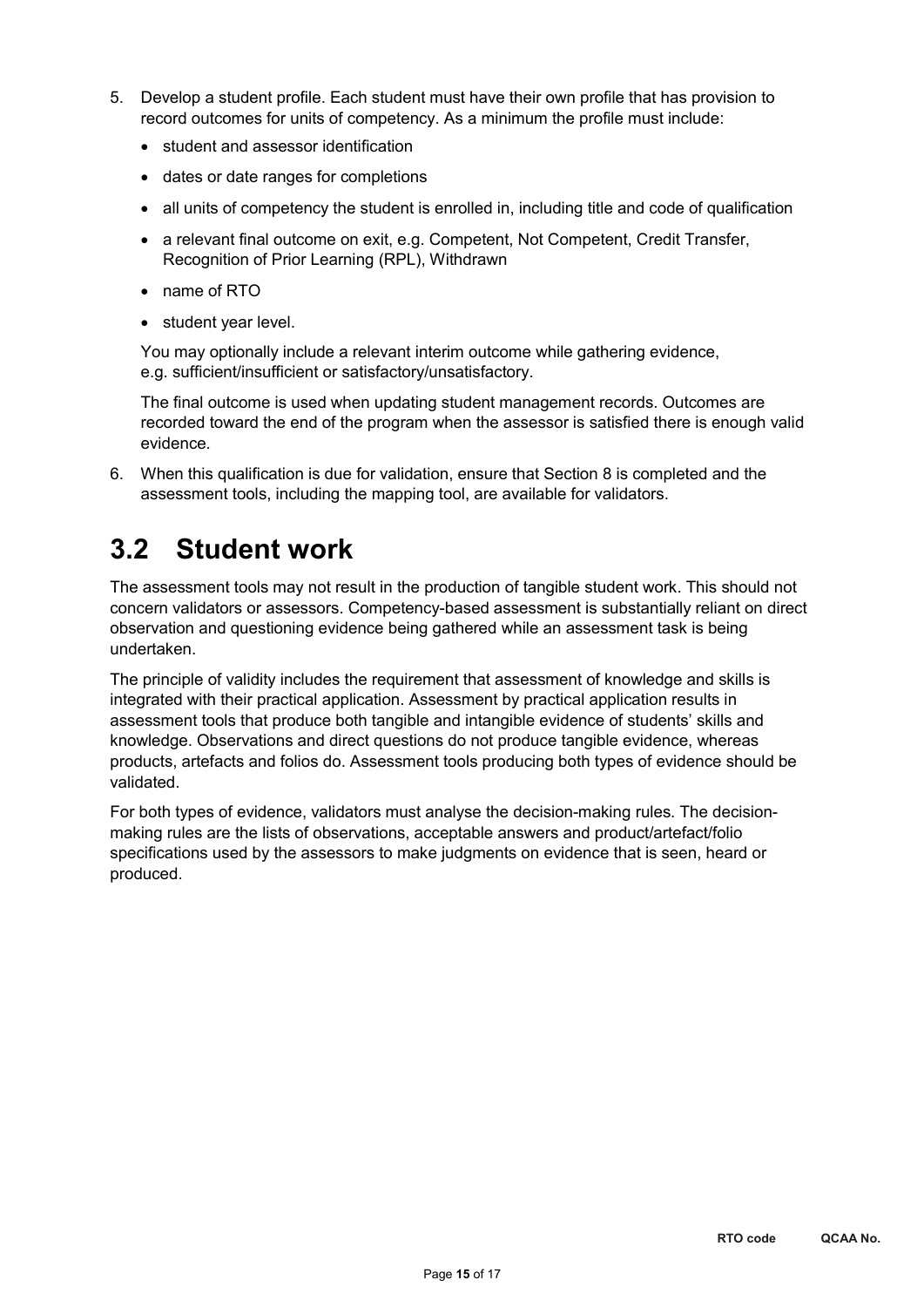5. Develop a student profile. Each student must have their own profile that has provision to record outcomes for units of competency. As a minimum the profile must include:
   - student and assessor identification
   - dates or date ranges for completions
   - all units of competency the student is enrolled in, including title and code of qualification
   - a relevant final outcome on exit, e.g. Competent, Not Competent, Credit Transfer, Recognition of Prior Learning (RPL), Withdrawn
   - name of RTO
   - student year level.

   You may optionally include a relevant interim outcome while gathering evidence, e.g. sufficient/insufficient or satisfactory/unsatisfactory.

   The final outcome is used when updating student management records. Outcomes are recorded toward the end of the program when the assessor is satisfied there is enough valid evidence.

6. When this qualification is due for validation, ensure that Section 8 is completed and the assessment tools, including the mapping tool, are available for validators.

## 3.2 Student work

The assessment tools may not result in the production of tangible student work. This should not concern validators or assessors. Competency-based assessment is substantially reliant on direct observation and questioning evidence being gathered while an assessment task is being undertaken.

The principle of validity includes the requirement that assessment of knowledge and skills is integrated with their practical application. Assessment by practical application results in assessment tools that produce both tangible and intangible evidence of students' skills and knowledge. Observations and direct questions do not produce tangible evidence, whereas products, artefacts and folios do. Assessment tools producing both types of evidence should be validated.

For both types of evidence, validators must analyse the decision-making rules. The decision-making rules are the lists of observations, acceptable answers and product/artefact/folio specifications used by the assessors to make judgments on evidence that is seen, heard or produced.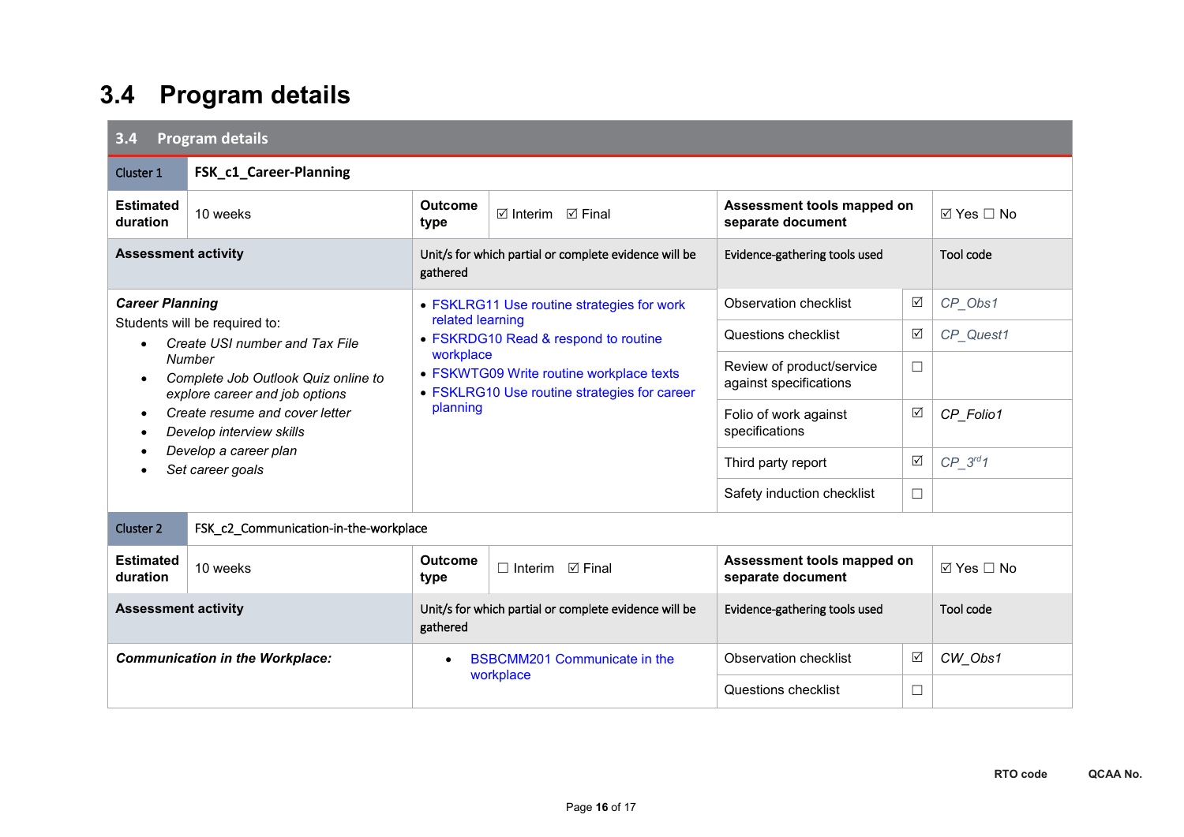# 3.4 Program details

| 3.4 Program details | | | | | | |
|---|---|---|---|---|---|---|
| Cluster 1 | **FSK_c1_Career-Planning** | | | | | |
| **Estimated duration** | 10 weeks | **Outcome type** | ☑ Interim ☑ Final | **Assessment tools mapped on separate document** | | ☑ Yes ☐ No |
| **Assessment activity** | | Unit/s for which partial or complete evidence will be gathered | | Evidence-gathering tools used | | Tool code |
| ***Career Planning***<br>Students will be required to:<br>• *Create USI number and Tax File Number*<br>• *Complete Job Outlook Quiz online to explore career and job options*<br>• *Create resume and cover letter*<br>• *Develop interview skills*<br>• *Develop a career plan*<br>• *Set career goals* | | • FSKLRG11 Use routine strategies for work related learning<br>• FSKRDG10 Read & respond to routine workplace<br>• FSKWTG09 Write routine workplace texts<br>• FSKLRG10 Use routine strategies for career planning | | Observation checklist | ☑ | *CP_Obs1* |
| | | | | Questions checklist | ☑ | *CP_Quest1* |
| | | | | Review of product/service against specifications | ☐ | |
| | | | | Folio of work against specifications | ☑ | *CP_Folio1* |
| | | | | Third party report | ☑ | *CP_3rd1* |
| | | | | Safety induction checklist | ☐ | |
| Cluster 2 | FSK_c2_Communication-in-the-workplace | | | | | |
| **Estimated duration** | 10 weeks | **Outcome type** | ☐ Interim ☑ Final | **Assessment tools mapped on separate document** | | ☑ Yes ☐ No |
| **Assessment activity** | | Unit/s for which partial or complete evidence will be gathered | | Evidence-gathering tools used | | Tool code |
| ***Communication in the Workplace:*** | | • BSBCMM201 Communicate in the workplace | | Observation checklist | ☑ | *CW_Obs1* |
| | | | | Questions checklist | ☐ | |

RTO code QCAA No.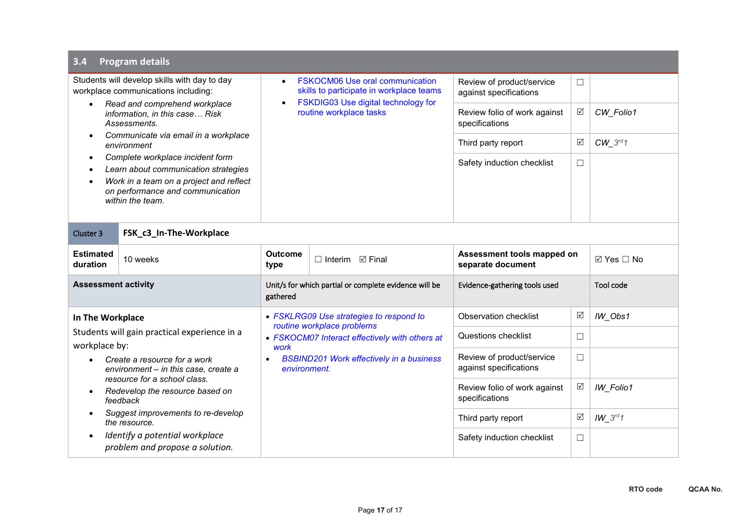## 3.4 Program details

| | | | | |
|---|---|---|---|---|
| Students will develop skills with day to day workplace communications including:<br>• *Read and comprehend workplace information, in this case… Risk Assessments.*<br>• *Communicate via email in a workplace environment*<br>• *Complete workplace incident form*<br>• *Learn about communication strategies*<br>• *Work in a team on a project and reflect on performance and communication within the team.* | • FSKOCM06 Use oral communication skills to participate in workplace teams<br>• FSKDIG03 Use digital technology for routine workplace tasks | Review of product/service against specifications | ☐ | |
| | | Review folio of work against specifications | ☑ | *CW_Folio1* |
| | | Third party report | ☑ | *CW_3rd1* |
| | | Safety induction checklist | ☐ | |

| | | | | | | |
|---|---|---|---|---|---|---|
| Cluster 3 | **FSK_c3_In-The-Workplace** | | | | | |
| **Estimated duration** | 10 weeks | **Outcome type** | ☐ Interim ☑ Final | **Assessment tools mapped on separate document** | | ☑ Yes ☐ No |

| Assessment activity | Unit/s for which partial or complete evidence will be gathered | Evidence-gathering tools used | | Tool code |
|---|---|---|---|---|
| **In The Workplace**<br>Students will gain practical experience in a workplace by:<br>• *Create a resource for a work environment – in this case, create a resource for a school class.*<br>• *Redevelop the resource based on feedback*<br>• *Suggest improvements to re-develop the resource.*<br>• *Identify a potential workplace problem and propose a solution.* | • *FSKLRG09 Use strategies to respond to routine workplace problems*<br>• *FSKOCM07 Interact effectively with others at work*<br>• *BSBIND201 Work effectively in a business environment.* | Observation checklist | ☑ | *IW_Obs1* |
| | | Questions checklist | ☐ | |
| | | Review of product/service against specifications | ☐ | |
| | | Review folio of work against specifications | ☑ | *IW_Folio1* |
| | | Third party report | ☑ | *IW_3rd1* |
| | | Safety induction checklist | ☐ | |

**RTO code** **QCAA No.**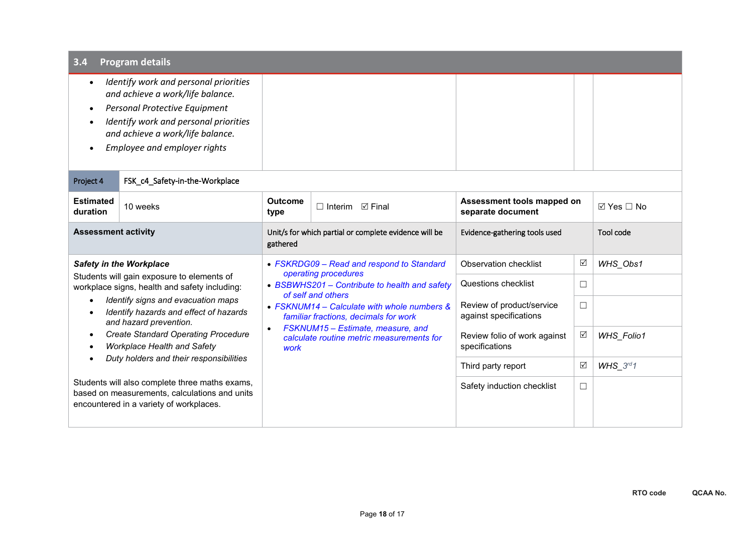## 3.4 Program details

- *Identify work and personal priorities and achieve a work/life balance.*
- *Personal Protective Equipment*
- *Identify work and personal priorities and achieve a work/life balance.*
- *Employee and employer rights*

| Project 4 | FSK_c4_Safety-in-the-Workplace | | | | |
|---|---|---|---|---|---|
| **Estimated duration** | 10 weeks | **Outcome type** ☐ Interim ☑ Final | **Assessment tools mapped on separate document** | | ☑ Yes ☐ No |
| **Assessment activity** | | Unit/s for which partial or complete evidence will be gathered | Evidence-gathering tools used | | Tool code |
| ***Safety in the Workplace*** Students will gain exposure to elements of workplace signs, health and safety including: • *Identify signs and evacuation maps* • *Identify hazards and effect of hazards and hazard prevention.* • *Create Standard Operating Procedure* • *Workplace Health and Safety* • *Duty holders and their responsibilities* Students will also complete three maths exams, based on measurements, calculations and units encountered in a variety of workplaces. | | • *FSKRDG09 – Read and respond to Standard operating procedures* • *BSBWHS201 – Contribute to health and safety of self and others* • *FSKNUM14 – Calculate with whole numbers & familiar fractions, decimals for work* • *FSKNUM15 – Estimate, measure, and calculate routine metric measurements for work* | Observation checklist | ☑ | *WHS_Obs1* |
| | | | Questions checklist | ☐ | |
| | | | Review of product/service against specifications | ☐ | |
| | | | Review folio of work against specifications | ☑ | *WHS_Folio1* |
| | | | Third party report | ☑ | *WHS_3rd1* |
| | | | Safety induction checklist | ☐ | |

RTO code QCAA No.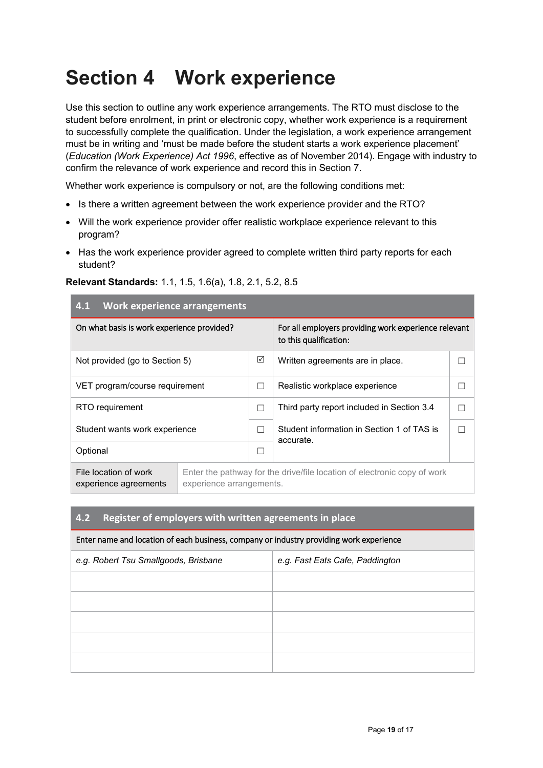# Section 4 Work experience

Use this section to outline any work experience arrangements. The RTO must disclose to the student before enrolment, in print or electronic copy, whether work experience is a requirement to successfully complete the qualification. Under the legislation, a work experience arrangement must be in writing and 'must be made before the student starts a work experience placement' (*Education (Work Experience) Act 1996*, effective as of November 2014). Engage with industry to confirm the relevance of work experience and record this in Section 7.

Whether work experience is compulsory or not, are the following conditions met:

- Is there a written agreement between the work experience provider and the RTO?
- Will the work experience provider offer realistic workplace experience relevant to this program?
- Has the work experience provider agreed to complete written third party reports for each student?

**Relevant Standards:** 1.1, 1.5, 1.6(a), 1.8, 2.1, 5.2, 8.5

| 4.1 Work experience arrangements | | | |
|---|---|---|---|
| On what basis is work experience provided? | | For all employers providing work experience relevant to this qualification: | |
| Not provided (go to Section 5) | ☑ | Written agreements are in place. | ☐ |
| VET program/course requirement | ☐ | Realistic workplace experience | ☐ |
| RTO requirement | ☐ | Third party report included in Section 3.4 | ☐ |
| Student wants work experience | ☐ | Student information in Section 1 of TAS is accurate. | ☐ |
| Optional | ☐ | | |
| File location of work experience agreements | Enter the pathway for the drive/file location of electronic copy of work experience arrangements. | | |

| 4.2 Register of employers with written agreements in place | |
|---|---|
| Enter name and location of each business, company or industry providing work experience | |
| *e.g. Robert Tsu Smallgoods, Brisbane* | *e.g. Fast Eats Cafe, Paddington* |
| | |
| | |
| | |
| | |
| | |